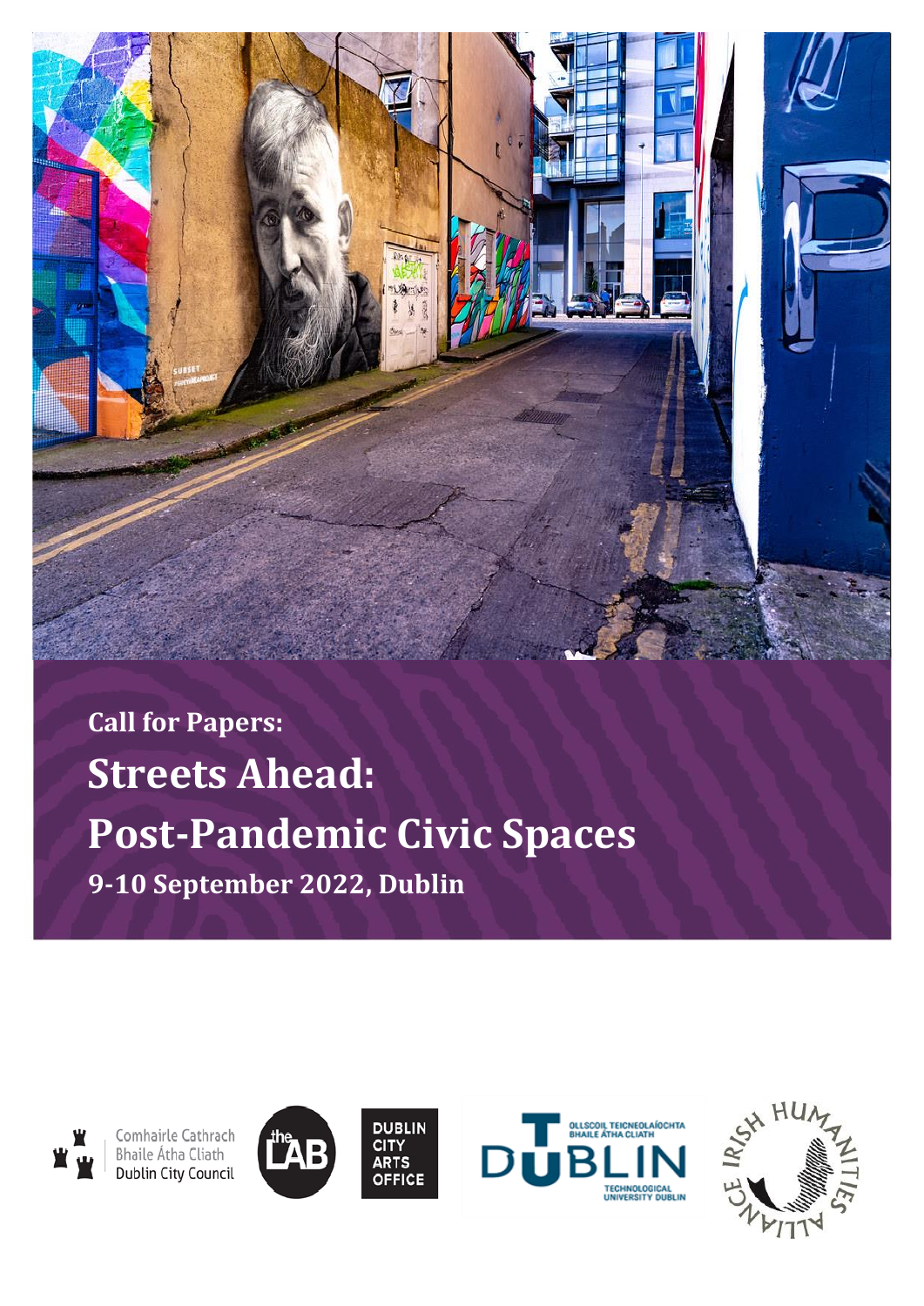**Call for Papers:**

# Streets Ahead: Post-Pandemic Civic Spaces

**9-10 September 2022, Dublin**

Comhairle Cathrach Bhaile Átha Cliath
Dublin City Council

the LAB

DUBLIN CITY ARTS OFFICE

OLLSCOIL TEICNEOLAÍOCHTA BHAILE ÁTHA CLIATH
DUBLIN
TECHNOLOGICAL UNIVERSITY DUBLIN

IRISH HUMANITIES ALLIANCE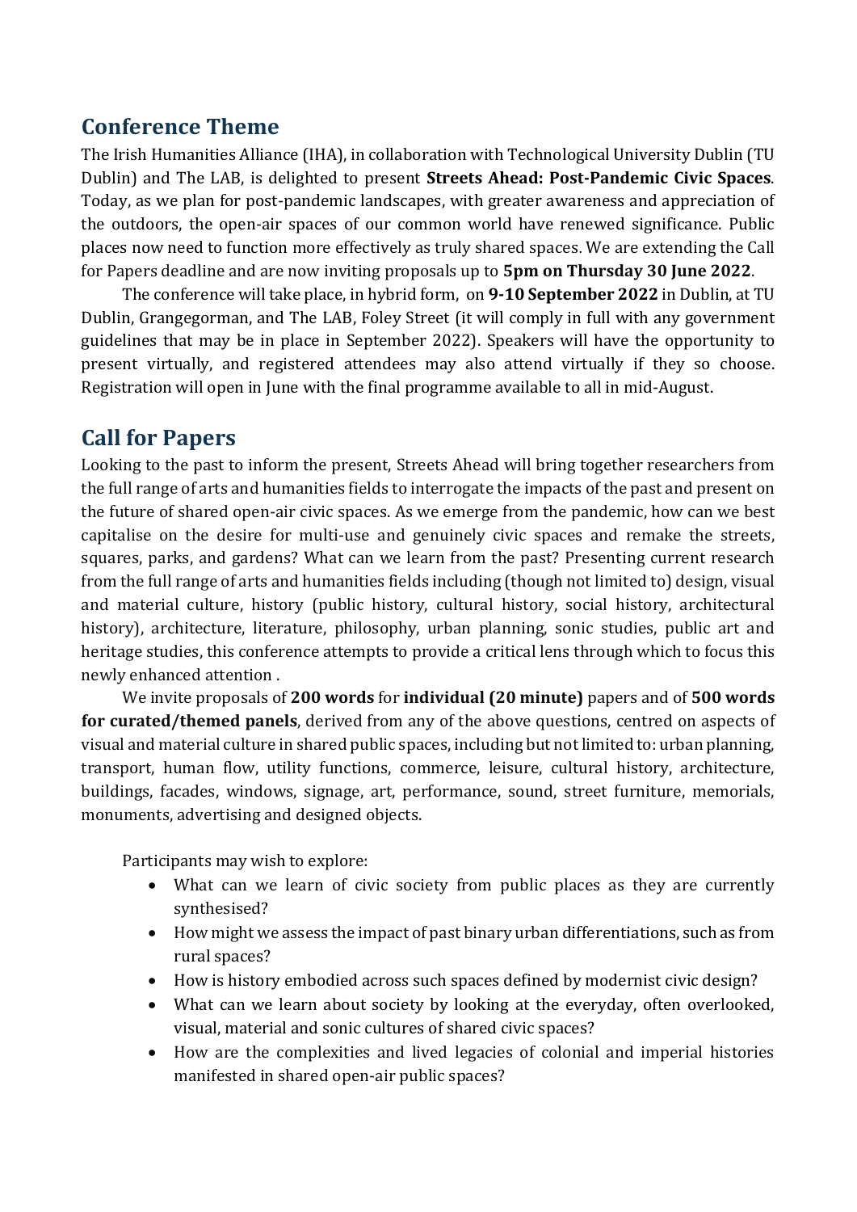## Conference Theme

The Irish Humanities Alliance (IHA), in collaboration with Technological University Dublin (TU Dublin) and The LAB, is delighted to present **Streets Ahead: Post-Pandemic Civic Spaces**. Today, as we plan for post-pandemic landscapes, with greater awareness and appreciation of the outdoors, the open-air spaces of our common world have renewed significance. Public places now need to function more effectively as truly shared spaces. We are extending the Call for Papers deadline and are now inviting proposals up to **5pm on Thursday 30 June 2022**.

The conference will take place, in hybrid form, on **9-10 September 2022** in Dublin, at TU Dublin, Grangegorman, and The LAB, Foley Street (it will comply in full with any government guidelines that may be in place in September 2022). Speakers will have the opportunity to present virtually, and registered attendees may also attend virtually if they so choose. Registration will open in June with the final programme available to all in mid-August.

## Call for Papers

Looking to the past to inform the present, Streets Ahead will bring together researchers from the full range of arts and humanities fields to interrogate the impacts of the past and present on the future of shared open-air civic spaces. As we emerge from the pandemic, how can we best capitalise on the desire for multi-use and genuinely civic spaces and remake the streets, squares, parks, and gardens? What can we learn from the past? Presenting current research from the full range of arts and humanities fields including (though not limited to) design, visual and material culture, history (public history, cultural history, social history, architectural history), architecture, literature, philosophy, urban planning, sonic studies, public art and heritage studies, this conference attempts to provide a critical lens through which to focus this newly enhanced attention .

We invite proposals of **200 words** for **individual (20 minute)** papers and of **500 words for curated/themed panels**, derived from any of the above questions, centred on aspects of visual and material culture in shared public spaces, including but not limited to: urban planning, transport, human flow, utility functions, commerce, leisure, cultural history, architecture, buildings, facades, windows, signage, art, performance, sound, street furniture, memorials, monuments, advertising and designed objects.

Participants may wish to explore:

- What can we learn of civic society from public places as they are currently synthesised?
- How might we assess the impact of past binary urban differentiations, such as from rural spaces?
- How is history embodied across such spaces defined by modernist civic design?
- What can we learn about society by looking at the everyday, often overlooked, visual, material and sonic cultures of shared civic spaces?
- How are the complexities and lived legacies of colonial and imperial histories manifested in shared open-air public spaces?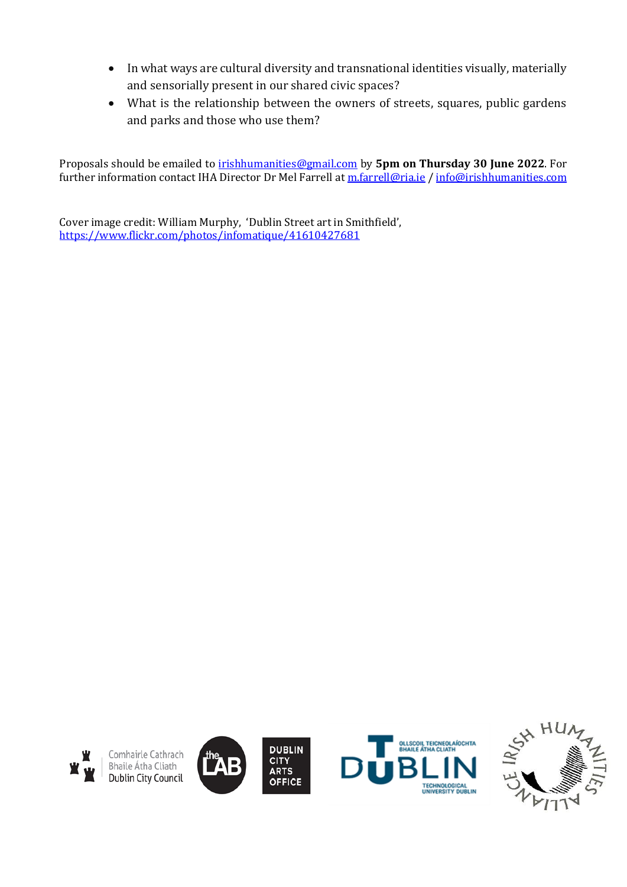- In what ways are cultural diversity and transnational identities visually, materially and sensorially present in our shared civic spaces?
- What is the relationship between the owners of streets, squares, public gardens and parks and those who use them?

Proposals should be emailed to irishhumanities@gmail.com by **5pm on Thursday 30 June 2022**. For further information contact IHA Director Dr Mel Farrell at m.farrell@ria.ie / info@irishhumanities.com

Cover image credit: William Murphy, 'Dublin Street art in Smithfield', https://www.flickr.com/photos/infomatique/41610427681

Comhairle Cathrach Bhaile Átha Cliath Dublin City Council

the LAB

DUBLIN CITY ARTS OFFICE

OLLSCOIL TEICNEOLAÍOCHTA BHAILE ÁTHA CLIATH DUBLIN TECHNOLOGICAL UNIVERSITY DUBLIN

IRISH HUMANITIES ALLIANCE